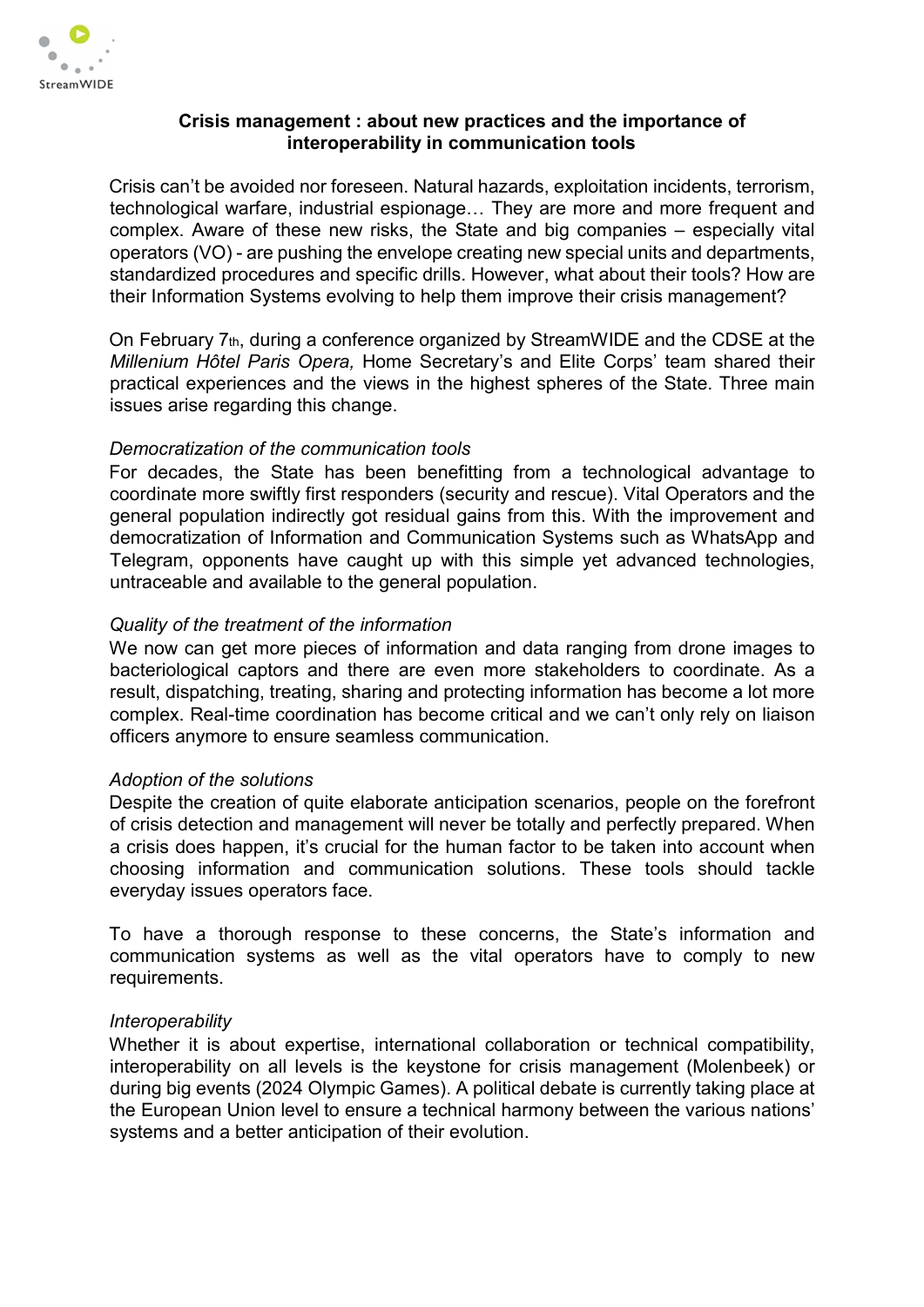**Crisis management : about new practices and the importance of interoperability in communication tools**

Crisis can't be avoided nor foreseen. Natural hazards, exploitation incidents, terrorism, technological warfare, industrial espionage… They are more and more frequent and complex. Aware of these new risks, the State and big companies – especially vital operators (VO) - are pushing the envelope creating new special units and departments, standardized procedures and specific drills. However, what about their tools? How are their Information Systems evolving to help them improve their crisis management?

On February 7th, during a conference organized by StreamWIDE and the CDSE at the *Millenium Hôtel Paris Opera,* Home Secretary's and Elite Corps' team shared their practical experiences and the views in the highest spheres of the State. Three main issues arise regarding this change.

*Democratization of the communication tools*

For decades, the State has been benefitting from a technological advantage to coordinate more swiftly first responders (security and rescue). Vital Operators and the general population indirectly got residual gains from this. With the improvement and democratization of Information and Communication Systems such as WhatsApp and Telegram, opponents have caught up with this simple yet advanced technologies, untraceable and available to the general population.

*Quality of the treatment of the information*

We now can get more pieces of information and data ranging from drone images to bacteriological captors and there are even more stakeholders to coordinate. As a result, dispatching, treating, sharing and protecting information has become a lot more complex. Real-time coordination has become critical and we can't only rely on liaison officers anymore to ensure seamless communication.

*Adoption of the solutions*

Despite the creation of quite elaborate anticipation scenarios, people on the forefront of crisis detection and management will never be totally and perfectly prepared. When a crisis does happen, it's crucial for the human factor to be taken into account when choosing information and communication solutions. These tools should tackle everyday issues operators face.

To have a thorough response to these concerns, the State's information and communication systems as well as the vital operators have to comply to new requirements.

*Interoperability*

Whether it is about expertise, international collaboration or technical compatibility, interoperability on all levels is the keystone for crisis management (Molenbeek) or during big events (2024 Olympic Games). A political debate is currently taking place at the European Union level to ensure a technical harmony between the various nations' systems and a better anticipation of their evolution.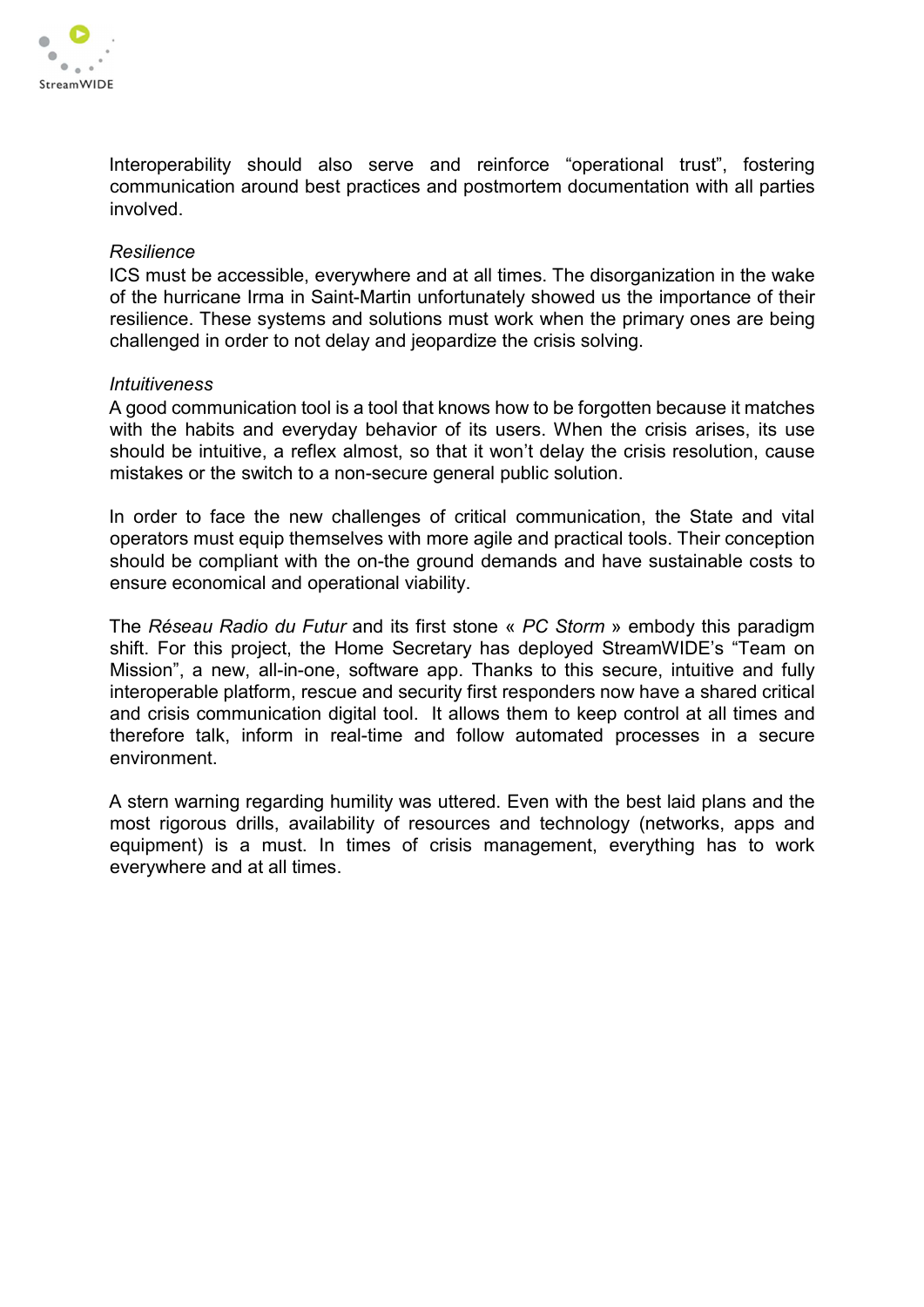Interoperability should also serve and reinforce “operational trust”, fostering communication around best practices and postmortem documentation with all parties involved.

*Resilience*

ICS must be accessible, everywhere and at all times. The disorganization in the wake of the hurricane Irma in Saint-Martin unfortunately showed us the importance of their resilience. These systems and solutions must work when the primary ones are being challenged in order to not delay and jeopardize the crisis solving.

*Intuitiveness*

A good communication tool is a tool that knows how to be forgotten because it matches with the habits and everyday behavior of its users. When the crisis arises, its use should be intuitive, a reflex almost, so that it won’t delay the crisis resolution, cause mistakes or the switch to a non-secure general public solution.

In order to face the new challenges of critical communication, the State and vital operators must equip themselves with more agile and practical tools. Their conception should be compliant with the on-the ground demands and have sustainable costs to ensure economical and operational viability.

The *Réseau Radio du Futur* and its first stone « *PC Storm* » embody this paradigm shift. For this project, the Home Secretary has deployed StreamWIDE’s “Team on Mission”, a new, all-in-one, software app. Thanks to this secure, intuitive and fully interoperable platform, rescue and security first responders now have a shared critical and crisis communication digital tool. It allows them to keep control at all times and therefore talk, inform in real-time and follow automated processes in a secure environment.

A stern warning regarding humility was uttered. Even with the best laid plans and the most rigorous drills, availability of resources and technology (networks, apps and equipment) is a must. In times of crisis management, everything has to work everywhere and at all times.